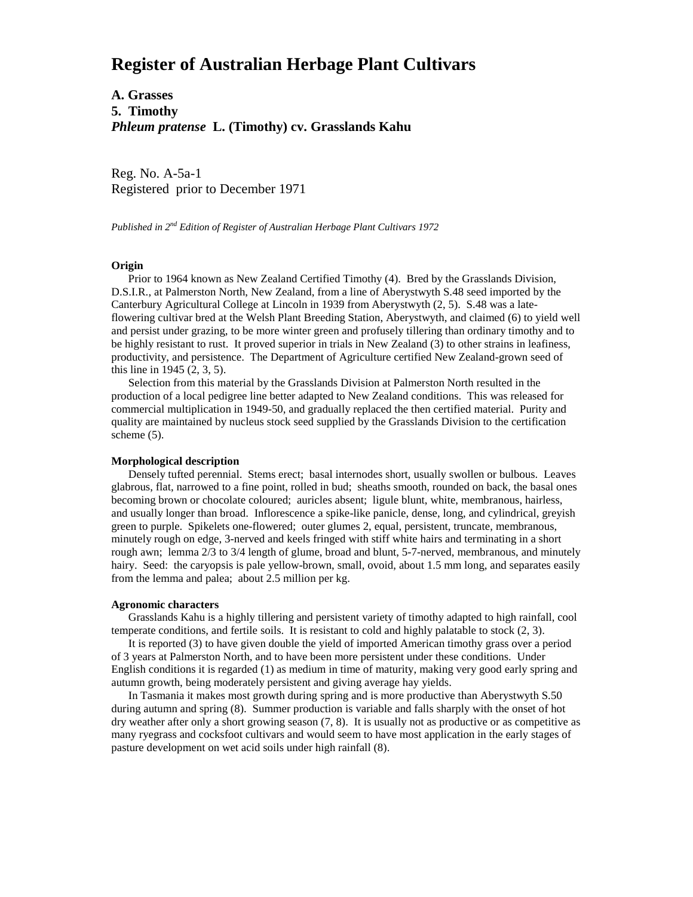# Register of Australian Herbage Plant Cultivars

**A. Grasses**
**5. Timothy**
***Phleum pratense* L. (Timothy) cv. Grasslands Kahu**

Reg. No. A-5a-1
Registered prior to December 1971

*Published in 2nd Edition of Register of Australian Herbage Plant Cultivars 1972*

**Origin**

Prior to 1964 known as New Zealand Certified Timothy (4). Bred by the Grasslands Division, D.S.I.R., at Palmerston North, New Zealand, from a line of Aberystwyth S.48 seed imported by the Canterbury Agricultural College at Lincoln in 1939 from Aberystwyth (2, 5). S.48 was a late-flowering cultivar bred at the Welsh Plant Breeding Station, Aberystwyth, and claimed (6) to yield well and persist under grazing, to be more winter green and profusely tillering than ordinary timothy and to be highly resistant to rust. It proved superior in trials in New Zealand (3) to other strains in leafiness, productivity, and persistence. The Department of Agriculture certified New Zealand-grown seed of this line in 1945 (2, 3, 5).

Selection from this material by the Grasslands Division at Palmerston North resulted in the production of a local pedigree line better adapted to New Zealand conditions. This was released for commercial multiplication in 1949-50, and gradually replaced the then certified material. Purity and quality are maintained by nucleus stock seed supplied by the Grasslands Division to the certification scheme (5).

**Morphological description**

Densely tufted perennial. Stems erect; basal internodes short, usually swollen or bulbous. Leaves glabrous, flat, narrowed to a fine point, rolled in bud; sheaths smooth, rounded on back, the basal ones becoming brown or chocolate coloured; auricles absent; ligule blunt, white, membranous, hairless, and usually longer than broad. Inflorescence a spike-like panicle, dense, long, and cylindrical, greyish green to purple. Spikelets one-flowered; outer glumes 2, equal, persistent, truncate, membranous, minutely rough on edge, 3-nerved and keels fringed with stiff white hairs and terminating in a short rough awn; lemma 2/3 to 3/4 length of glume, broad and blunt, 5-7-nerved, membranous, and minutely hairy. Seed: the caryopsis is pale yellow-brown, small, ovoid, about 1.5 mm long, and separates easily from the lemma and palea; about 2.5 million per kg.

**Agronomic characters**

Grasslands Kahu is a highly tillering and persistent variety of timothy adapted to high rainfall, cool temperate conditions, and fertile soils. It is resistant to cold and highly palatable to stock (2, 3).

It is reported (3) to have given double the yield of imported American timothy grass over a period of 3 years at Palmerston North, and to have been more persistent under these conditions. Under English conditions it is regarded (1) as medium in time of maturity, making very good early spring and autumn growth, being moderately persistent and giving average hay yields.

In Tasmania it makes most growth during spring and is more productive than Aberystwyth S.50 during autumn and spring (8). Summer production is variable and falls sharply with the onset of hot dry weather after only a short growing season (7, 8). It is usually not as productive or as competitive as many ryegrass and cocksfoot cultivars and would seem to have most application in the early stages of pasture development on wet acid soils under high rainfall (8).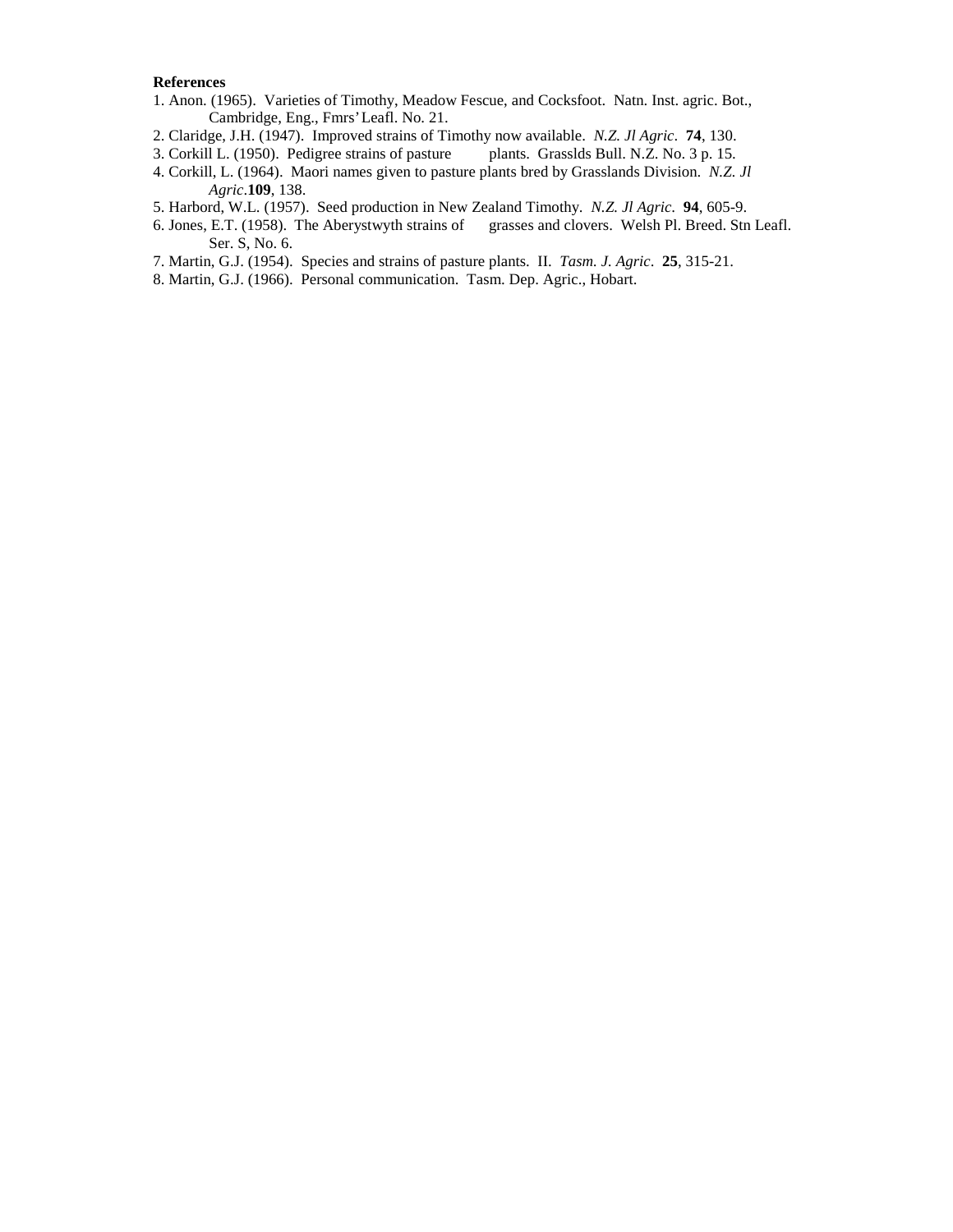**References**

1. Anon. (1965). Varieties of Timothy, Meadow Fescue, and Cocksfoot. Natn. Inst. agric. Bot., Cambridge, Eng., Fmrs' Leafl. No. 21.
2. Claridge, J.H. (1947). Improved strains of Timothy now available. *N.Z. Jl Agric*. **74**, 130.
3. Corkill L. (1950). Pedigree strains of pasture plants. Grasslds Bull. N.Z. No. 3 p. 15.
4. Corkill, L. (1964). Maori names given to pasture plants bred by Grasslands Division. *N.Z. Jl Agric*.**109**, 138.
5. Harbord, W.L. (1957). Seed production in New Zealand Timothy. *N.Z. Jl Agric*. **94**, 605-9.
6. Jones, E.T. (1958). The Aberystwyth strains of grasses and clovers. Welsh Pl. Breed. Stn Leafl. Ser. S, No. 6.
7. Martin, G.J. (1954). Species and strains of pasture plants. II. *Tasm. J. Agric*. **25**, 315-21.
8. Martin, G.J. (1966). Personal communication. Tasm. Dep. Agric., Hobart.